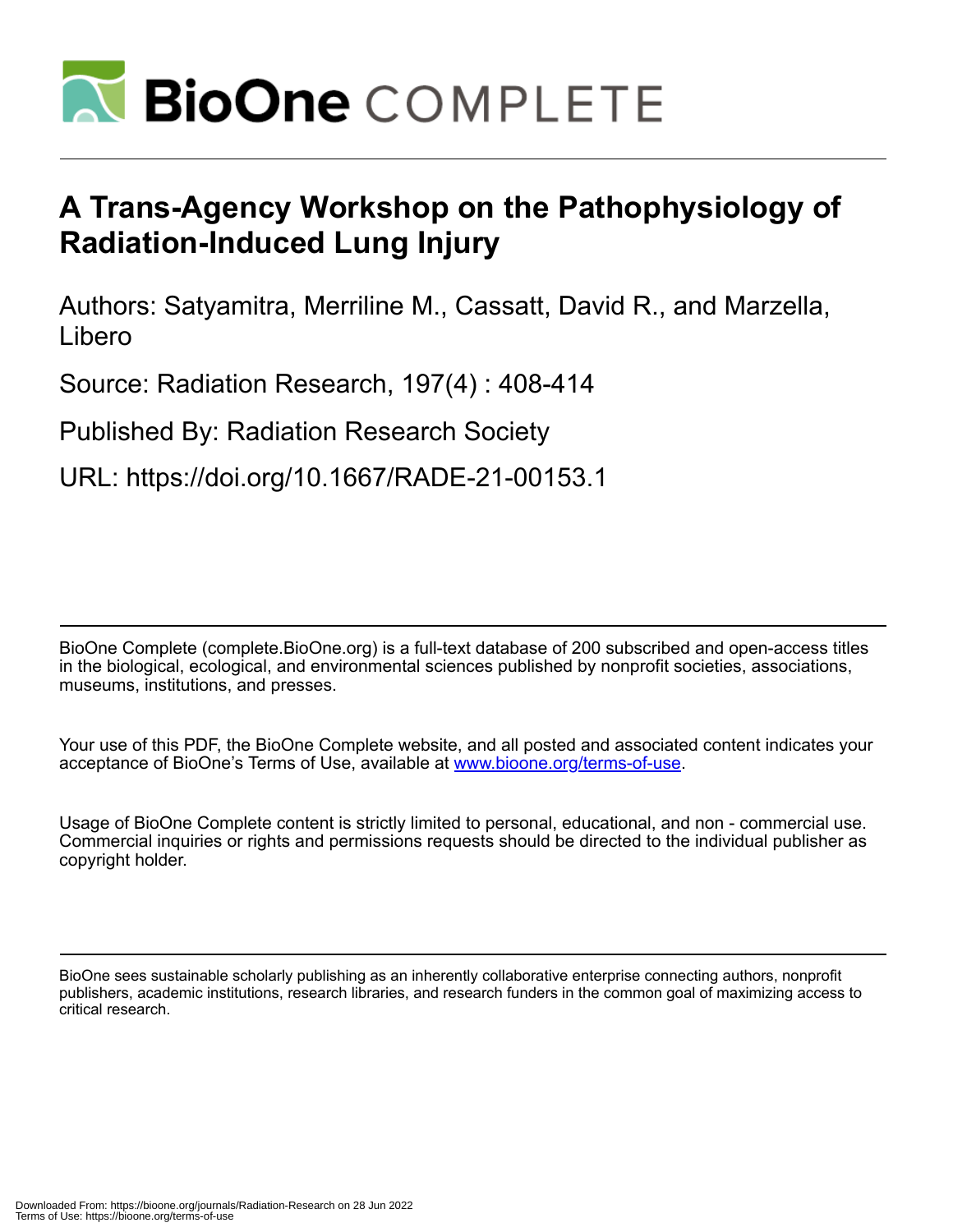# A Trans-Agency Workshop on the Pathophysiology of Radiation-Induced Lung Injury

Authors: Satyamitra, Merriline M., Cassatt, David R., and Marzella, Libero

Source: Radiation Research, 197(4) : 408-414

Published By: Radiation Research Society

URL: https://doi.org/10.1667/RADE-21-00153.1

---

BioOne Complete (complete.BioOne.org) is a full-text database of 200 subscribed and open-access titles in the biological, ecological, and environmental sciences published by nonprofit societies, associations, museums, institutions, and presses.

Your use of this PDF, the BioOne Complete website, and all posted and associated content indicates your acceptance of BioOne's Terms of Use, available at www.bioone.org/terms-of-use.

Usage of BioOne Complete content is strictly limited to personal, educational, and non - commercial use. Commercial inquiries or rights and permissions requests should be directed to the individual publisher as copyright holder.

---

BioOne sees sustainable scholarly publishing as an inherently collaborative enterprise connecting authors, nonprofit publishers, academic institutions, research libraries, and research funders in the common goal of maximizing access to critical research.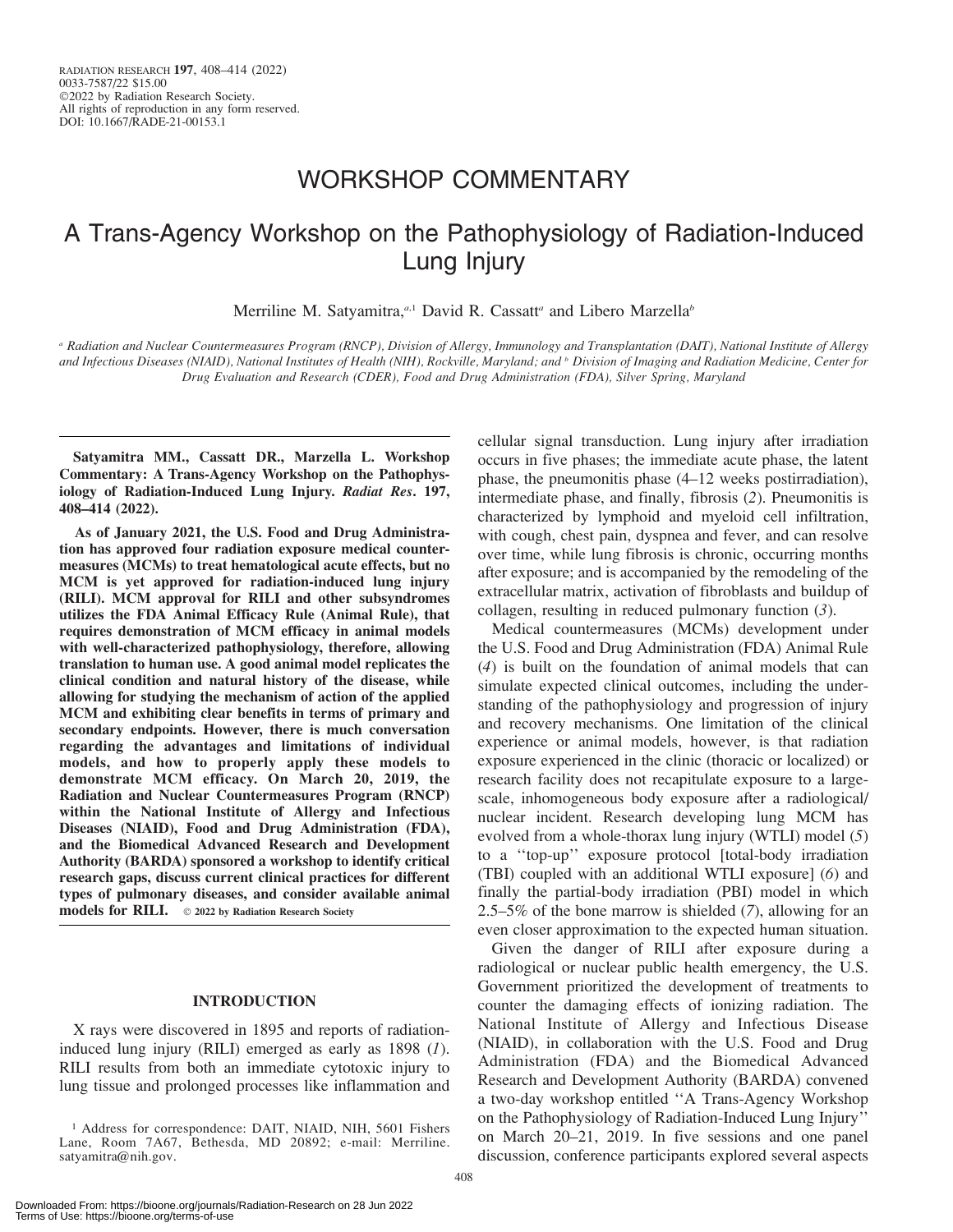# WORKSHOP COMMENTARY

# A Trans-Agency Workshop on the Pathophysiology of Radiation-Induced Lung Injury

Merriline M. Satyamitra,[a,1] David R. Cassatt[a] and Libero Marzella[b]

[a] Radiation and Nuclear Countermeasures Program (RNCP), Division of Allergy, Immunology and Transplantation (DAIT), National Institute of Allergy and Infectious Diseases (NIAID), National Institutes of Health (NIH), Rockville, Maryland; and [b] Division of Imaging and Radiation Medicine, Center for Drug Evaluation and Research (CDER), Food and Drug Administration (FDA), Silver Spring, Maryland

**Satyamitra MM., Cassatt DR., Marzella L. Workshop Commentary: A Trans-Agency Workshop on the Pathophysiology of Radiation-Induced Lung Injury. *Radiat Res*. 197, 408–414 (2022).**

**As of January 2021, the U.S. Food and Drug Administration has approved four radiation exposure medical countermeasures (MCMs) to treat hematological acute effects, but no MCM is yet approved for radiation-induced lung injury (RILI). MCM approval for RILI and other subsyndromes utilizes the FDA Animal Efficacy Rule (Animal Rule), that requires demonstration of MCM efficacy in animal models with well-characterized pathophysiology, therefore, allowing translation to human use. A good animal model replicates the clinical condition and natural history of the disease, while allowing for studying the mechanism of action of the applied MCM and exhibiting clear benefits in terms of primary and secondary endpoints. However, there is much conversation regarding the advantages and limitations of individual models, and how to properly apply these models to demonstrate MCM efficacy. On March 20, 2019, the Radiation and Nuclear Countermeasures Program (RNCP) within the National Institute of Allergy and Infectious Diseases (NIAID), Food and Drug Administration (FDA), and the Biomedical Advanced Research and Development Authority (BARDA) sponsored a workshop to identify critical research gaps, discuss current clinical practices for different types of pulmonary diseases, and consider available animal models for RILI.** © 2022 by Radiation Research Society

## INTRODUCTION

X rays were discovered in 1895 and reports of radiation-induced lung injury (RILI) emerged as early as 1898 (*1*). RILI results from both an immediate cytotoxic injury to lung tissue and prolonged processes like inflammation and cellular signal transduction. Lung injury after irradiation occurs in five phases; the immediate acute phase, the latent phase, the pneumonitis phase (4–12 weeks postirradiation), intermediate phase, and finally, fibrosis (*2*). Pneumonitis is characterized by lymphoid and myeloid cell infiltration, with cough, chest pain, dyspnea and fever, and can resolve over time, while lung fibrosis is chronic, occurring months after exposure; and is accompanied by the remodeling of the extracellular matrix, activation of fibroblasts and buildup of collagen, resulting in reduced pulmonary function (*3*).

Medical countermeasures (MCMs) development under the U.S. Food and Drug Administration (FDA) Animal Rule (*4*) is built on the foundation of animal models that can simulate expected clinical outcomes, including the understanding of the pathophysiology and progression of injury and recovery mechanisms. One limitation of the clinical experience or animal models, however, is that radiation exposure experienced in the clinic (thoracic or localized) or research facility does not recapitulate exposure to a large-scale, inhomogeneous body exposure after a radiological/nuclear incident. Research developing lung MCM has evolved from a whole-thorax lung injury (WTLI) model (*5*) to a ''top-up'' exposure protocol [total-body irradiation (TBI) coupled with an additional WTLI exposure] (*6*) and finally the partial-body irradiation (PBI) model in which 2.5–5% of the bone marrow is shielded (*7*), allowing for an even closer approximation to the expected human situation.

Given the danger of RILI after exposure during a radiological or nuclear public health emergency, the U.S. Government prioritized the development of treatments to counter the damaging effects of ionizing radiation. The National Institute of Allergy and Infectious Disease (NIAID), in collaboration with the U.S. Food and Drug Administration (FDA) and the Biomedical Advanced Research and Development Authority (BARDA) convened a two-day workshop entitled ''A Trans-Agency Workshop on the Pathophysiology of Radiation-Induced Lung Injury'' on March 20–21, 2019. In five sessions and one panel discussion, conference participants explored several aspects

[1] Address for correspondence: DAIT, NIAID, NIH, 5601 Fishers Lane, Room 7A67, Bethesda, MD 20892; e-mail: Merriline.satyamitra@nih.gov.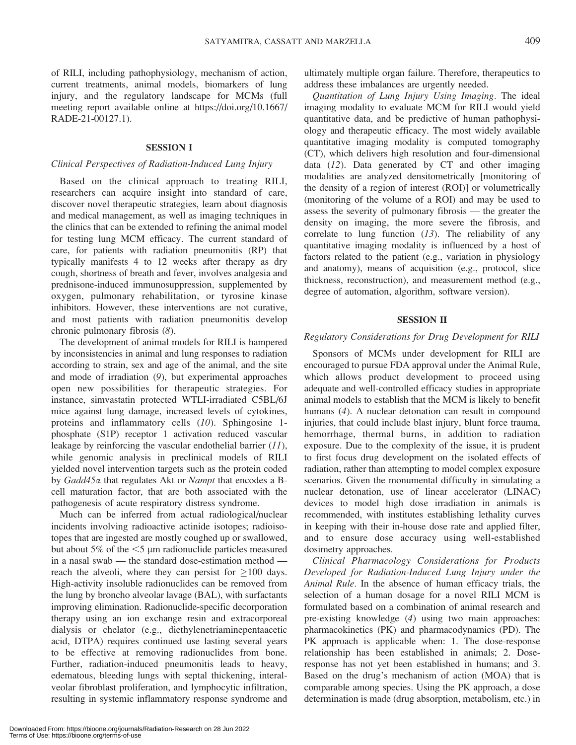of RILI, including pathophysiology, mechanism of action, current treatments, animal models, biomarkers of lung injury, and the regulatory landscape for MCMs (full meeting report available online at https://doi.org/10.1667/RADE-21-00127.1).

## SESSION I

### *Clinical Perspectives of Radiation-Induced Lung Injury*

Based on the clinical approach to treating RILI, researchers can acquire insight into standard of care, discover novel therapeutic strategies, learn about diagnosis and medical management, as well as imaging techniques in the clinics that can be extended to refining the animal model for testing lung MCM efficacy. The current standard of care, for patients with radiation pneumonitis (RP) that typically manifests 4 to 12 weeks after therapy as dry cough, shortness of breath and fever, involves analgesia and prednisone-induced immunosuppression, supplemented by oxygen, pulmonary rehabilitation, or tyrosine kinase inhibitors. However, these interventions are not curative, and most patients with radiation pneumonitis develop chronic pulmonary fibrosis (*8*).

The development of animal models for RILI is hampered by inconsistencies in animal and lung responses to radiation according to strain, sex and age of the animal, and the site and mode of irradiation (*9*), but experimental approaches open new possibilities for therapeutic strategies. For instance, simvastatin protected WTLI-irradiated C5BL/6J mice against lung damage, increased levels of cytokines, proteins and inflammatory cells (*10*). Sphingosine 1-phosphate (S1P) receptor 1 activation reduced vascular leakage by reinforcing the vascular endothelial barrier (*11*), while genomic analysis in preclinical models of RILI yielded novel intervention targets such as the protein coded by *Gadd45α* that regulates Akt or *Nampt* that encodes a B-cell maturation factor, that are both associated with the pathogenesis of acute respiratory distress syndrome.

Much can be inferred from actual radiological/nuclear incidents involving radioactive actinide isotopes; radioisotopes that are ingested are mostly coughed up or swallowed, but about 5% of the <5 μm radionuclide particles measured in a nasal swab — the standard dose-estimation method — reach the alveoli, where they can persist for ≥100 days. High-activity insoluble radionuclides can be removed from the lung by broncho alveolar lavage (BAL), with surfactants improving elimination. Radionuclide-specific decorporation therapy using an ion exchange resin and extracorporeal dialysis or chelator (e.g., diethylenetriaminepentaacetic acid, DTPA) requires continued use lasting several years to be effective at removing radionuclides from bone. Further, radiation-induced pneumonitis leads to heavy, edematous, bleeding lungs with septal thickening, interalveolar fibroblast proliferation, and lymphocytic infiltration, resulting in systemic inflammatory response syndrome and ultimately multiple organ failure. Therefore, therapeutics to address these imbalances are urgently needed.

*Quantitation of Lung Injury Using Imaging.* The ideal imaging modality to evaluate MCM for RILI would yield quantitative data, and be predictive of human pathophysiology and therapeutic efficacy. The most widely available quantitative imaging modality is computed tomography (CT), which delivers high resolution and four-dimensional data (*12*). Data generated by CT and other imaging modalities are analyzed densitometrically [monitoring of the density of a region of interest (ROI)] or volumetrically (monitoring of the volume of a ROI) and may be used to assess the severity of pulmonary fibrosis — the greater the density on imaging, the more severe the fibrosis, and correlate to lung function (*13*). The reliability of any quantitative imaging modality is influenced by a host of factors related to the patient (e.g., variation in physiology and anatomy), means of acquisition (e.g., protocol, slice thickness, reconstruction), and measurement method (e.g., degree of automation, algorithm, software version).

## SESSION II

### *Regulatory Considerations for Drug Development for RILI*

Sponsors of MCMs under development for RILI are encouraged to pursue FDA approval under the Animal Rule, which allows product development to proceed using adequate and well-controlled efficacy studies in appropriate animal models to establish that the MCM is likely to benefit humans (*4*). A nuclear detonation can result in compound injuries, that could include blast injury, blunt force trauma, hemorrhage, thermal burns, in addition to radiation exposure. Due to the complexity of the issue, it is prudent to first focus drug development on the isolated effects of radiation, rather than attempting to model complex exposure scenarios. Given the monumental difficulty in simulating a nuclear detonation, use of linear accelerator (LINAC) devices to model high dose irradiation in animals is recommended, with institutes establishing lethality curves in keeping with their in-house dose rate and applied filter, and to ensure dose accuracy using well-established dosimetry approaches.

*Clinical Pharmacology Considerations for Products Developed for Radiation-Induced Lung Injury under the Animal Rule.* In the absence of human efficacy trials, the selection of a human dosage for a novel RILI MCM is formulated based on a combination of animal research and pre-existing knowledge (*4*) using two main approaches: pharmacokinetics (PK) and pharmacodynamics (PD). The PK approach is applicable when: 1. The dose-response relationship has been established in animals; 2. Dose-response has not yet been established in humans; and 3. Based on the drug's mechanism of action (MOA) that is comparable among species. Using the PK approach, a dose determination is made (drug absorption, metabolism, etc.) in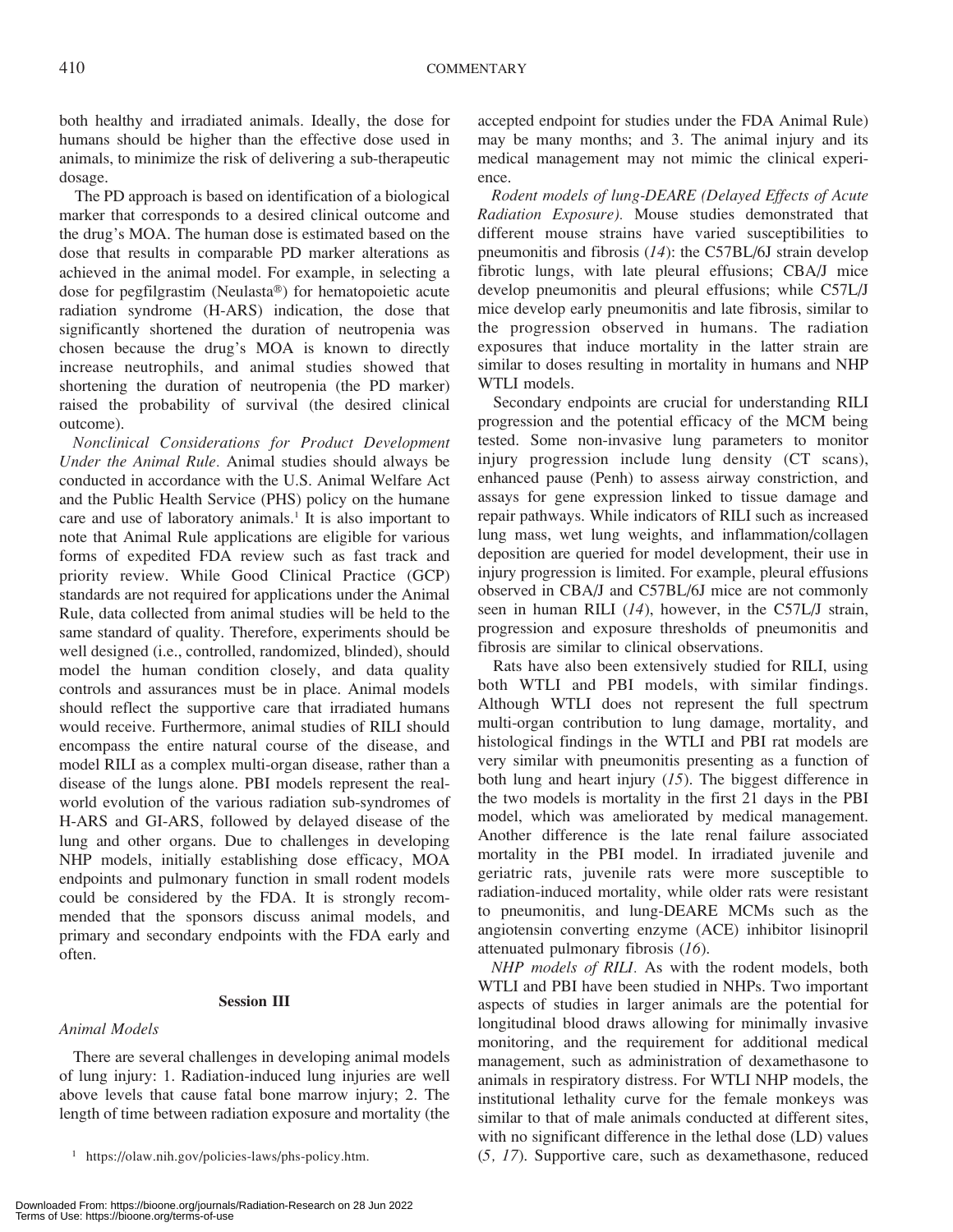both healthy and irradiated animals. Ideally, the dose for humans should be higher than the effective dose used in animals, to minimize the risk of delivering a sub-therapeutic dosage.

The PD approach is based on identification of a biological marker that corresponds to a desired clinical outcome and the drug's MOA. The human dose is estimated based on the dose that results in comparable PD marker alterations as achieved in the animal model. For example, in selecting a dose for pegfilgrastim (Neulasta®) for hematopoietic acute radiation syndrome (H-ARS) indication, the dose that significantly shortened the duration of neutropenia was chosen because the drug's MOA is known to directly increase neutrophils, and animal studies showed that shortening the duration of neutropenia (the PD marker) raised the probability of survival (the desired clinical outcome).

*Nonclinical Considerations for Product Development Under the Animal Rule.* Animal studies should always be conducted in accordance with the U.S. Animal Welfare Act and the Public Health Service (PHS) policy on the humane care and use of laboratory animals.[1] It is also important to note that Animal Rule applications are eligible for various forms of expedited FDA review such as fast track and priority review. While Good Clinical Practice (GCP) standards are not required for applications under the Animal Rule, data collected from animal studies will be held to the same standard of quality. Therefore, experiments should be well designed (i.e., controlled, randomized, blinded), should model the human condition closely, and data quality controls and assurances must be in place. Animal models should reflect the supportive care that irradiated humans would receive. Furthermore, animal studies of RILI should encompass the entire natural course of the disease, and model RILI as a complex multi-organ disease, rather than a disease of the lungs alone. PBI models represent the real-world evolution of the various radiation sub-syndromes of H-ARS and GI-ARS, followed by delayed disease of the lung and other organs. Due to challenges in developing NHP models, initially establishing dose efficacy, MOA endpoints and pulmonary function in small rodent models could be considered by the FDA. It is strongly recommended that the sponsors discuss animal models, and primary and secondary endpoints with the FDA early and often.

## Session III

### *Animal Models*

There are several challenges in developing animal models of lung injury: 1. Radiation-induced lung injuries are well above levels that cause fatal bone marrow injury; 2. The length of time between radiation exposure and mortality (the accepted endpoint for studies under the FDA Animal Rule) may be many months; and 3. The animal injury and its medical management may not mimic the clinical experience.

*Rodent models of lung-DEARE (Delayed Effects of Acute Radiation Exposure).* Mouse studies demonstrated that different mouse strains have varied susceptibilities to pneumonitis and fibrosis (*14*): the C57BL/6J strain develop fibrotic lungs, with late pleural effusions; CBA/J mice develop pneumonitis and pleural effusions; while C57L/J mice develop early pneumonitis and late fibrosis, similar to the progression observed in humans. The radiation exposures that induce mortality in the latter strain are similar to doses resulting in mortality in humans and NHP WTLI models.

Secondary endpoints are crucial for understanding RILI progression and the potential efficacy of the MCM being tested. Some non-invasive lung parameters to monitor injury progression include lung density (CT scans), enhanced pause (Penh) to assess airway constriction, and assays for gene expression linked to tissue damage and repair pathways. While indicators of RILI such as increased lung mass, wet lung weights, and inflammation/collagen deposition are queried for model development, their use in injury progression is limited. For example, pleural effusions observed in CBA/J and C57BL/6J mice are not commonly seen in human RILI (*14*), however, in the C57L/J strain, progression and exposure thresholds of pneumonitis and fibrosis are similar to clinical observations.

Rats have also been extensively studied for RILI, using both WTLI and PBI models, with similar findings. Although WTLI does not represent the full spectrum multi-organ contribution to lung damage, mortality, and histological findings in the WTLI and PBI rat models are very similar with pneumonitis presenting as a function of both lung and heart injury (*15*). The biggest difference in the two models is mortality in the first 21 days in the PBI model, which was ameliorated by medical management. Another difference is the late renal failure associated mortality in the PBI model. In irradiated juvenile and geriatric rats, juvenile rats were more susceptible to radiation-induced mortality, while older rats were resistant to pneumonitis, and lung-DEARE MCMs such as the angiotensin converting enzyme (ACE) inhibitor lisinopril attenuated pulmonary fibrosis (*16*).

*NHP models of RILI.* As with the rodent models, both WTLI and PBI have been studied in NHPs. Two important aspects of studies in larger animals are the potential for longitudinal blood draws allowing for minimally invasive monitoring, and the requirement for additional medical management, such as administration of dexamethasone to animals in respiratory distress. For WTLI NHP models, the institutional lethality curve for the female monkeys was similar to that of male animals conducted at different sites, with no significant difference in the lethal dose (LD) values (*5, 17*). Supportive care, such as dexamethasone, reduced

[1] https://olaw.nih.gov/policies-laws/phs-policy.htm.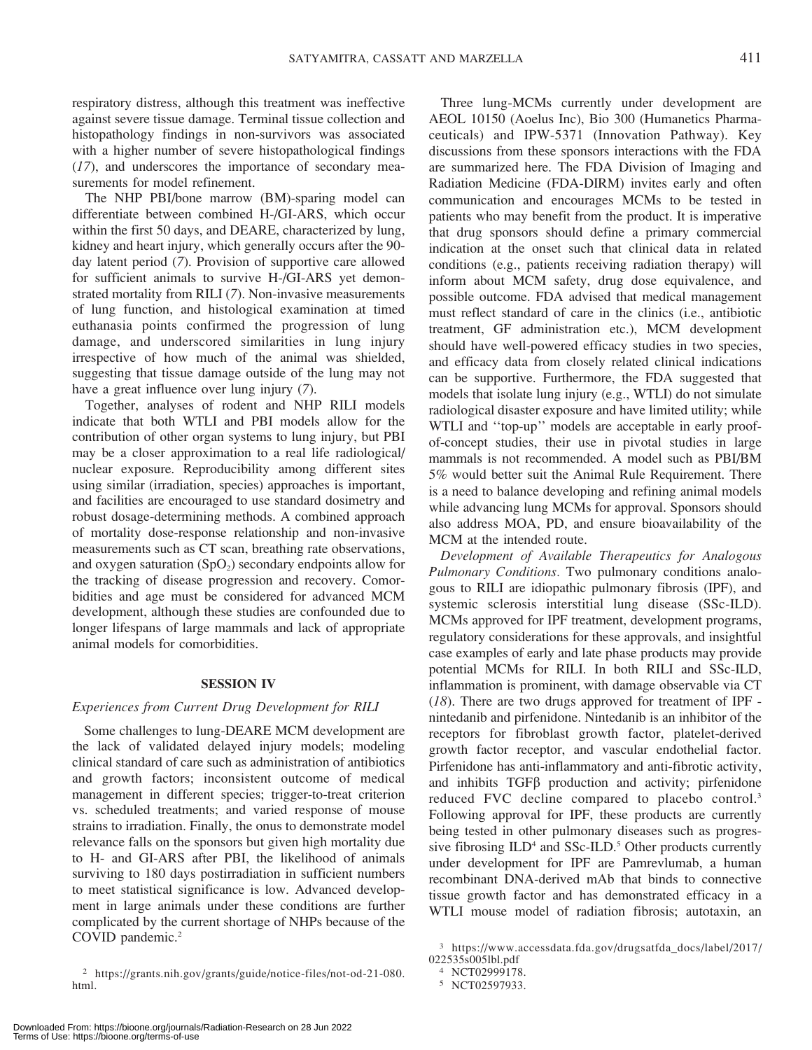respiratory distress, although this treatment was ineffective against severe tissue damage. Terminal tissue collection and histopathology findings in non-survivors was associated with a higher number of severe histopathological findings (*17*), and underscores the importance of secondary measurements for model refinement.

The NHP PBI/bone marrow (BM)-sparing model can differentiate between combined H-/GI-ARS, which occur within the first 50 days, and DEARE, characterized by lung, kidney and heart injury, which generally occurs after the 90-day latent period (*7*). Provision of supportive care allowed for sufficient animals to survive H-/GI-ARS yet demonstrated mortality from RILI (*7*). Non-invasive measurements of lung function, and histological examination at timed euthanasia points confirmed the progression of lung damage, and underscored similarities in lung injury irrespective of how much of the animal was shielded, suggesting that tissue damage outside of the lung may not have a great influence over lung injury (*7*).

Together, analyses of rodent and NHP RILI models indicate that both WTLI and PBI models allow for the contribution of other organ systems to lung injury, but PBI may be a closer approximation to a real life radiological/nuclear exposure. Reproducibility among different sites using similar (irradiation, species) approaches is important, and facilities are encouraged to use standard dosimetry and robust dosage-determining methods. A combined approach of mortality dose-response relationship and non-invasive measurements such as CT scan, breathing rate observations, and oxygen saturation ($SpO_2$) secondary endpoints allow for the tracking of disease progression and recovery. Comorbidities and age must be considered for advanced MCM development, although these studies are confounded due to longer lifespans of large mammals and lack of appropriate animal models for comorbidities.

## SESSION IV

### *Experiences from Current Drug Development for RILI*

Some challenges to lung-DEARE MCM development are the lack of validated delayed injury models; modeling clinical standard of care such as administration of antibiotics and growth factors; inconsistent outcome of medical management in different species; trigger-to-treat criterion vs. scheduled treatments; and varied response of mouse strains to irradiation. Finally, the onus to demonstrate model relevance falls on the sponsors but given high mortality due to H- and GI-ARS after PBI, the likelihood of animals surviving to 180 days postirradiation in sufficient numbers to meet statistical significance is low. Advanced development in large animals under these conditions are further complicated by the current shortage of NHPs because of the COVID pandemic.[2]

Three lung-MCMs currently under development are AEOL 10150 (Aoelus Inc), Bio 300 (Humanetics Pharmaceuticals) and IPW-5371 (Innovation Pathway). Key discussions from these sponsors interactions with the FDA are summarized here. The FDA Division of Imaging and Radiation Medicine (FDA-DIRM) invites early and often communication and encourages MCMs to be tested in patients who may benefit from the product. It is imperative that drug sponsors should define a primary commercial indication at the onset such that clinical data in related conditions (e.g., patients receiving radiation therapy) will inform about MCM safety, drug dose equivalence, and possible outcome. FDA advised that medical management must reflect standard of care in the clinics (i.e., antibiotic treatment, GF administration etc.), MCM development should have well-powered efficacy studies in two species, and efficacy data from closely related clinical indications can be supportive. Furthermore, the FDA suggested that models that isolate lung injury (e.g., WTLI) do not simulate radiological disaster exposure and have limited utility; while WTLI and ''top-up'' models are acceptable in early proof-of-concept studies, their use in pivotal studies in large mammals is not recommended. A model such as PBI/BM 5% would better suit the Animal Rule Requirement. There is a need to balance developing and refining animal models while advancing lung MCMs for approval. Sponsors should also address MOA, PD, and ensure bioavailability of the MCM at the intended route.

*Development of Available Therapeutics for Analogous Pulmonary Conditions.* Two pulmonary conditions analogous to RILI are idiopathic pulmonary fibrosis (IPF), and systemic sclerosis interstitial lung disease (SSc-ILD). MCMs approved for IPF treatment, development programs, regulatory considerations for these approvals, and insightful case examples of early and late phase products may provide potential MCMs for RILI. In both RILI and SSc-ILD, inflammation is prominent, with damage observable via CT (*18*). There are two drugs approved for treatment of IPF - nintedanib and pirfenidone. Nintedanib is an inhibitor of the receptors for fibroblast growth factor, platelet-derived growth factor receptor, and vascular endothelial factor. Pirfenidone has anti-inflammatory and anti-fibrotic activity, and inhibits TGFβ production and activity; pirfenidone reduced FVC decline compared to placebo control.[3] Following approval for IPF, these products are currently being tested in other pulmonary diseases such as progressive fibrosing ILD[4] and SSc-ILD.[5] Other products currently under development for IPF are Pamrevlumab, a human recombinant DNA-derived mAb that binds to connective tissue growth factor and has demonstrated efficacy in a WTLI mouse model of radiation fibrosis; autotaxin, an

[2] https://grants.nih.gov/grants/guide/notice-files/not-od-21-080.html.

[3] https://www.accessdata.fda.gov/drugsatfda_docs/label/2017/022535s005lbl.pdf

[4] NCT02999178.

[5] NCT02597933.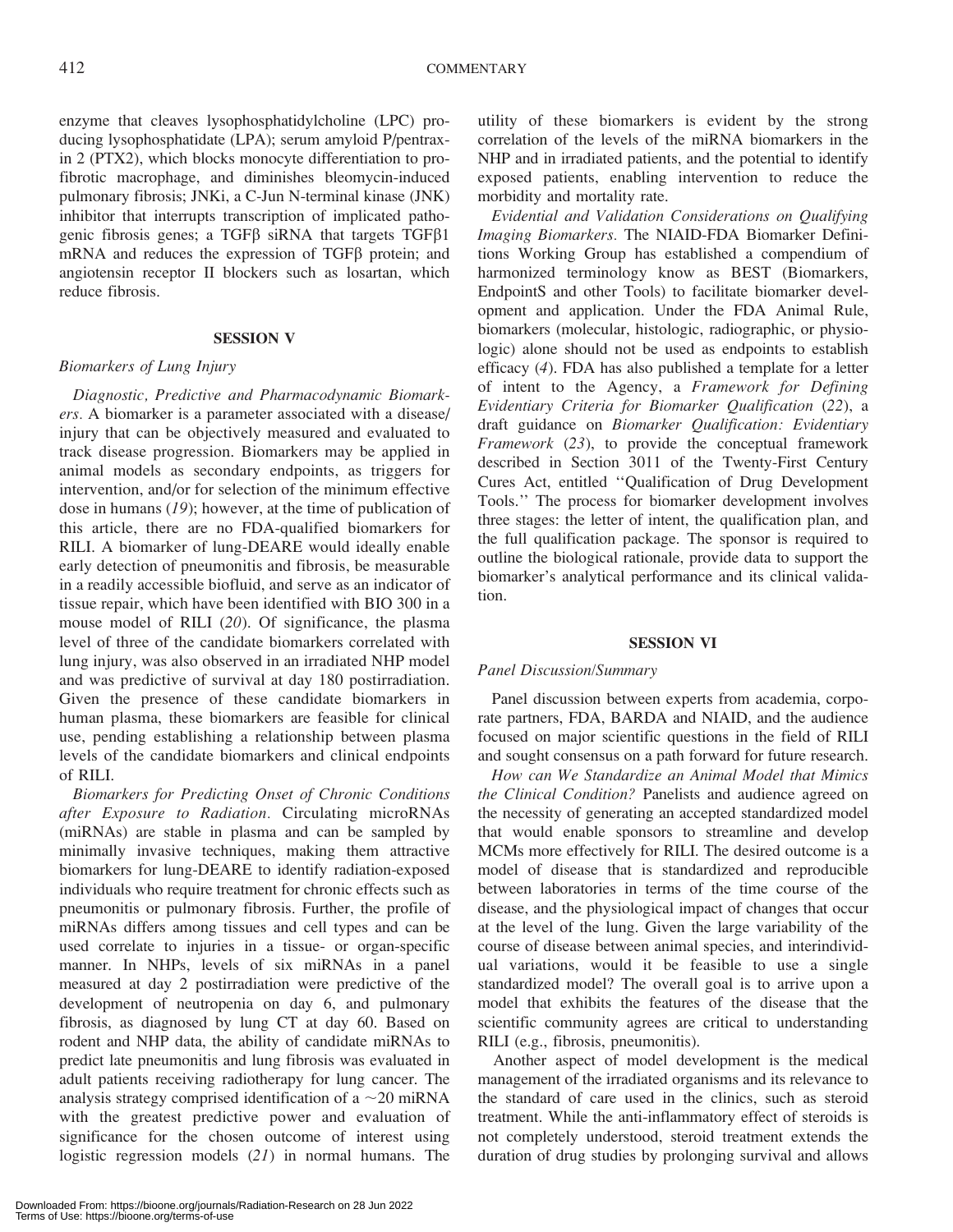enzyme that cleaves lysophosphatidylcholine (LPC) producing lysophosphatidate (LPA); serum amyloid P/pentraxin 2 (PTX2), which blocks monocyte differentiation to profibrotic macrophage, and diminishes bleomycin-induced pulmonary fibrosis; JNKi, a C-Jun N-terminal kinase (JNK) inhibitor that interrupts transcription of implicated pathogenic fibrosis genes; a TGFβ siRNA that targets TGFβ1 mRNA and reduces the expression of TGFβ protein; and angiotensin receptor II blockers such as losartan, which reduce fibrosis.

## SESSION V

### *Biomarkers of Lung Injury*

*Diagnostic, Predictive and Pharmacodynamic Biomarkers.* A biomarker is a parameter associated with a disease/injury that can be objectively measured and evaluated to track disease progression. Biomarkers may be applied in animal models as secondary endpoints, as triggers for intervention, and/or for selection of the minimum effective dose in humans (*19*); however, at the time of publication of this article, there are no FDA-qualified biomarkers for RILI. A biomarker of lung-DEARE would ideally enable early detection of pneumonitis and fibrosis, be measurable in a readily accessible biofluid, and serve as an indicator of tissue repair, which have been identified with BIO 300 in a mouse model of RILI (*20*). Of significance, the plasma level of three of the candidate biomarkers correlated with lung injury, was also observed in an irradiated NHP model and was predictive of survival at day 180 postirradiation. Given the presence of these candidate biomarkers in human plasma, these biomarkers are feasible for clinical use, pending establishing a relationship between plasma levels of the candidate biomarkers and clinical endpoints of RILI.

*Biomarkers for Predicting Onset of Chronic Conditions after Exposure to Radiation.* Circulating microRNAs (miRNAs) are stable in plasma and can be sampled by minimally invasive techniques, making them attractive biomarkers for lung-DEARE to identify radiation-exposed individuals who require treatment for chronic effects such as pneumonitis or pulmonary fibrosis. Further, the profile of miRNAs differs among tissues and cell types and can be used correlate to injuries in a tissue- or organ-specific manner. In NHPs, levels of six miRNAs in a panel measured at day 2 postirradiation were predictive of the development of neutropenia on day 6, and pulmonary fibrosis, as diagnosed by lung CT at day 60. Based on rodent and NHP data, the ability of candidate miRNAs to predict late pneumonitis and lung fibrosis was evaluated in adult patients receiving radiotherapy for lung cancer. The analysis strategy comprised identification of a ~20 miRNA with the greatest predictive power and evaluation of significance for the chosen outcome of interest using logistic regression models (*21*) in normal humans. The utility of these biomarkers is evident by the strong correlation of the levels of the miRNA biomarkers in the NHP and in irradiated patients, and the potential to identify exposed patients, enabling intervention to reduce the morbidity and mortality rate.

*Evidential and Validation Considerations on Qualifying Imaging Biomarkers.* The NIAID-FDA Biomarker Definitions Working Group has established a compendium of harmonized terminology know as BEST (Biomarkers, EndpointS and other Tools) to facilitate biomarker development and application. Under the FDA Animal Rule, biomarkers (molecular, histologic, radiographic, or physiologic) alone should not be used as endpoints to establish efficacy (*4*). FDA has also published a template for a letter of intent to the Agency, a *Framework for Defining Evidentiary Criteria for Biomarker Qualification* (*22*), a draft guidance on *Biomarker Qualification: Evidentiary Framework* (*23*), to provide the conceptual framework described in Section 3011 of the Twenty-First Century Cures Act, entitled ''Qualification of Drug Development Tools.'' The process for biomarker development involves three stages: the letter of intent, the qualification plan, and the full qualification package. The sponsor is required to outline the biological rationale, provide data to support the biomarker's analytical performance and its clinical validation.

## SESSION VI

### *Panel Discussion/Summary*

Panel discussion between experts from academia, corporate partners, FDA, BARDA and NIAID, and the audience focused on major scientific questions in the field of RILI and sought consensus on a path forward for future research.

*How can We Standardize an Animal Model that Mimics the Clinical Condition?* Panelists and audience agreed on the necessity of generating an accepted standardized model that would enable sponsors to streamline and develop MCMs more effectively for RILI. The desired outcome is a model of disease that is standardized and reproducible between laboratories in terms of the time course of the disease, and the physiological impact of changes that occur at the level of the lung. Given the large variability of the course of disease between animal species, and interindividual variations, would it be feasible to use a single standardized model? The overall goal is to arrive upon a model that exhibits the features of the disease that the scientific community agrees are critical to understanding RILI (e.g., fibrosis, pneumonitis).

Another aspect of model development is the medical management of the irradiated organisms and its relevance to the standard of care used in the clinics, such as steroid treatment. While the anti-inflammatory effect of steroids is not completely understood, steroid treatment extends the duration of drug studies by prolonging survival and allows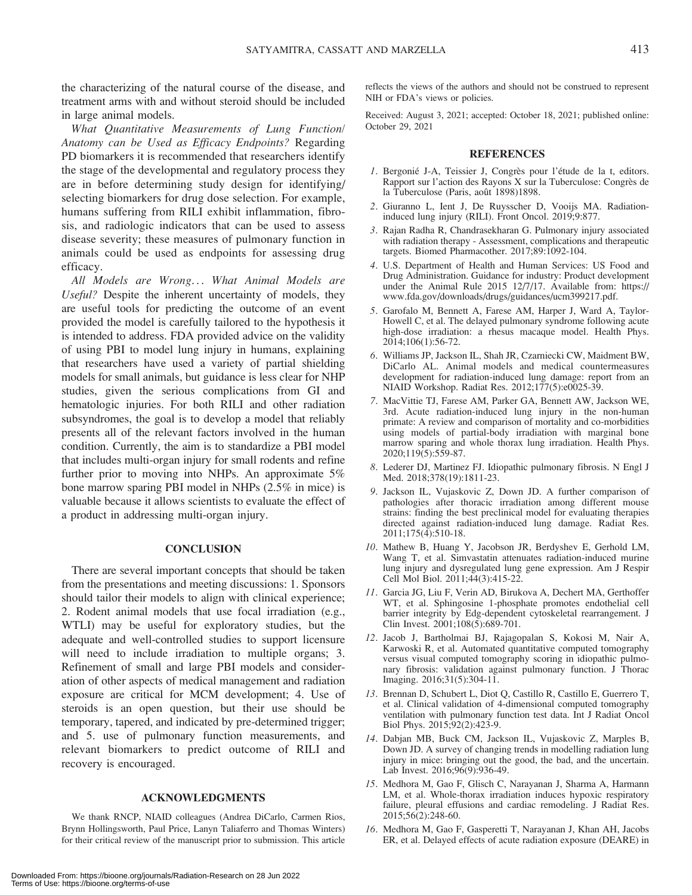the characterizing of the natural course of the disease, and treatment arms with and without steroid should be included in large animal models.

*What Quantitative Measurements of Lung Function/Anatomy can be Used as Efficacy Endpoints?* Regarding PD biomarkers it is recommended that researchers identify the stage of the developmental and regulatory process they are in before determining study design for identifying/selecting biomarkers for drug dose selection. For example, humans suffering from RILI exhibit inflammation, fibrosis, and radiologic indicators that can be used to assess disease severity; these measures of pulmonary function in animals could be used as endpoints for assessing drug efficacy.

*All Models are Wrong... What Animal Models are Useful?* Despite the inherent uncertainty of models, they are useful tools for predicting the outcome of an event provided the model is carefully tailored to the hypothesis it is intended to address. FDA provided advice on the validity of using PBI to model lung injury in humans, explaining that researchers have used a variety of partial shielding models for small animals, but guidance is less clear for NHP studies, given the serious complications from GI and hematologic injuries. For both RILI and other radiation subsyndromes, the goal is to develop a model that reliably presents all of the relevant factors involved in the human condition. Currently, the aim is to standardize a PBI model that includes multi-organ injury for small rodents and refine further prior to moving into NHPs. An approximate 5% bone marrow sparing PBI model in NHPs (2.5% in mice) is valuable because it allows scientists to evaluate the effect of a product in addressing multi-organ injury.

## CONCLUSION

There are several important concepts that should be taken from the presentations and meeting discussions: 1. Sponsors should tailor their models to align with clinical experience; 2. Rodent animal models that use focal irradiation (e.g., WTLI) may be useful for exploratory studies, but the adequate and well-controlled studies to support licensure will need to include irradiation to multiple organs; 3. Refinement of small and large PBI models and consideration of other aspects of medical management and radiation exposure are critical for MCM development; 4. Use of steroids is an open question, but their use should be temporary, tapered, and indicated by pre-determined trigger; and 5. use of pulmonary function measurements, and relevant biomarkers to predict outcome of RILI and recovery is encouraged.

## ACKNOWLEDGMENTS

We thank RNCP, NIAID colleagues (Andrea DiCarlo, Carmen Rios, Brynn Hollingsworth, Paul Price, Lanyn Taliaferro and Thomas Winters) for their critical review of the manuscript prior to submission. This article reflects the views of the authors and should not be construed to represent NIH or FDA's views or policies.

Received: August 3, 2021; accepted: October 18, 2021; published online: October 29, 2021

## REFERENCES

1. Bergonié J-A, Teissier J, Congrès pour l'étude de la t, editors. Rapport sur l'action des Rayons X sur la Tuberculose: Congrès de la Tuberculose (Paris, août 1898)1898.
2. Giuranno L, Ient J, De Ruysscher D, Vooijs MA. Radiation-induced lung injury (RILI). Front Oncol. 2019;9:877.
3. Rajan Radha R, Chandrasekharan G. Pulmonary injury associated with radiation therapy - Assessment, complications and therapeutic targets. Biomed Pharmacother. 2017;89:1092-104.
4. U.S. Department of Health and Human Services: US Food and Drug Administration. Guidance for industry: Product development under the Animal Rule 2015 12/7/17. Available from: https://www.fda.gov/downloads/drugs/guidances/ucm399217.pdf.
5. Garofalo M, Bennett A, Farese AM, Harper J, Ward A, Taylor-Howell C, et al. The delayed pulmonary syndrome following acute high-dose irradiation: a rhesus macaque model. Health Phys. 2014;106(1):56-72.
6. Williams JP, Jackson IL, Shah JR, Czarniecki CW, Maidment BW, DiCarlo AL. Animal models and medical countermeasures development for radiation-induced lung damage: report from an NIAID Workshop. Radiat Res. 2012;177(5):e0025-39.
7. MacVittie TJ, Farese AM, Parker GA, Bennett AW, Jackson WE, 3rd. Acute radiation-induced lung injury in the non-human primate: A review and comparison of mortality and co-morbidities using models of partial-body irradiation with marginal bone marrow sparing and whole thorax lung irradiation. Health Phys. 2020;119(5):559-87.
8. Lederer DJ, Martinez FJ. Idiopathic pulmonary fibrosis. N Engl J Med. 2018;378(19):1811-23.
9. Jackson IL, Vujaskovic Z, Down JD. A further comparison of pathologies after thoracic irradiation among different mouse strains: finding the best preclinical model for evaluating therapies directed against radiation-induced lung damage. Radiat Res. 2011;175(4):510-18.
10. Mathew B, Huang Y, Jacobson JR, Berdyshev E, Gerhold LM, Wang T, et al. Simvastatin attenuates radiation-induced murine lung injury and dysregulated lung gene expression. Am J Respir Cell Mol Biol. 2011;44(3):415-22.
11. Garcia JG, Liu F, Verin AD, Birukova A, Dechert MA, Gerthoffer WT, et al. Sphingosine 1-phosphate promotes endothelial cell barrier integrity by Edg-dependent cytoskeletal rearrangement. J Clin Invest. 2001;108(5):689-701.
12. Jacob J, Bartholmai BJ, Rajagopalan S, Kokosi M, Nair A, Karwoski R, et al. Automated quantitative computed tomography versus visual computed tomography scoring in idiopathic pulmonary fibrosis: validation against pulmonary function. J Thorac Imaging. 2016;31(5):304-11.
13. Brennan D, Schubert L, Diot Q, Castillo R, Castillo E, Guerrero T, et al. Clinical validation of 4-dimensional computed tomography ventilation with pulmonary function test data. Int J Radiat Oncol Biol Phys. 2015;92(2):423-9.
14. Dabjan MB, Buck CM, Jackson IL, Vujaskovic Z, Marples B, Down JD. A survey of changing trends in modelling radiation lung injury in mice: bringing out the good, the bad, and the uncertain. Lab Invest. 2016;96(9):936-49.
15. Medhora M, Gao F, Glisch C, Narayanan J, Sharma A, Harmann LM, et al. Whole-thorax irradiation induces hypoxic respiratory failure, pleural effusions and cardiac remodeling. J Radiat Res. 2015;56(2):248-60.
16. Medhora M, Gao F, Gasperetti T, Narayanan J, Khan AH, Jacobs ER, et al. Delayed effects of acute radiation exposure (DEARE) in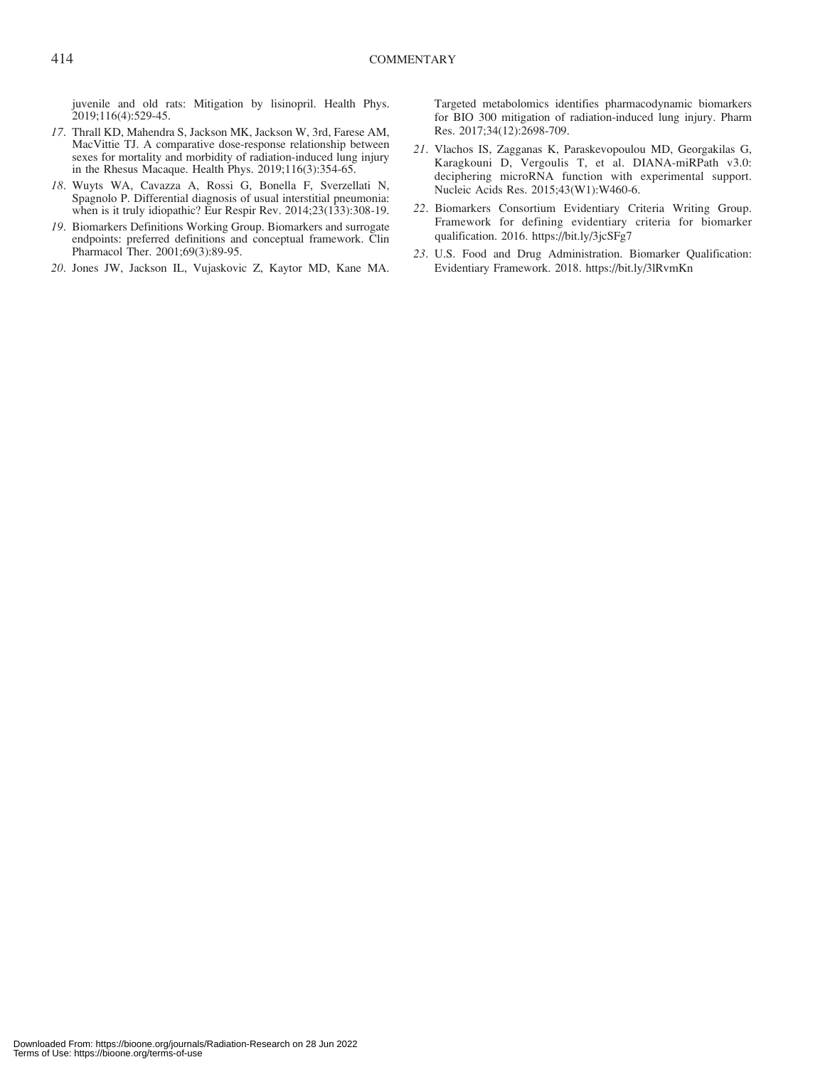juvenile and old rats: Mitigation by lisinopril. Health Phys. 2019;116(4):529-45.

17. Thrall KD, Mahendra S, Jackson MK, Jackson W, 3rd, Farese AM, MacVittie TJ. A comparative dose-response relationship between sexes for mortality and morbidity of radiation-induced lung injury in the Rhesus Macaque. Health Phys. 2019;116(3):354-65.

18. Wuyts WA, Cavazza A, Rossi G, Bonella F, Sverzellati N, Spagnolo P. Differential diagnosis of usual interstitial pneumonia: when is it truly idiopathic? Eur Respir Rev. 2014;23(133):308-19.

19. Biomarkers Definitions Working Group. Biomarkers and surrogate endpoints: preferred definitions and conceptual framework. Clin Pharmacol Ther. 2001;69(3):89-95.

20. Jones JW, Jackson IL, Vujaskovic Z, Kaytor MD, Kane MA. Targeted metabolomics identifies pharmacodynamic biomarkers for BIO 300 mitigation of radiation-induced lung injury. Pharm Res. 2017;34(12):2698-709.

21. Vlachos IS, Zagganas K, Paraskevopoulou MD, Georgakilas G, Karagkouni D, Vergoulis T, et al. DIANA-miRPath v3.0: deciphering microRNA function with experimental support. Nucleic Acids Res. 2015;43(W1):W460-6.

22. Biomarkers Consortium Evidentiary Criteria Writing Group. Framework for defining evidentiary criteria for biomarker qualification. 2016. https://bit.ly/3jcSFg7

23. U.S. Food and Drug Administration. Biomarker Qualification: Evidentiary Framework. 2018. https://bit.ly/3lRvmKn